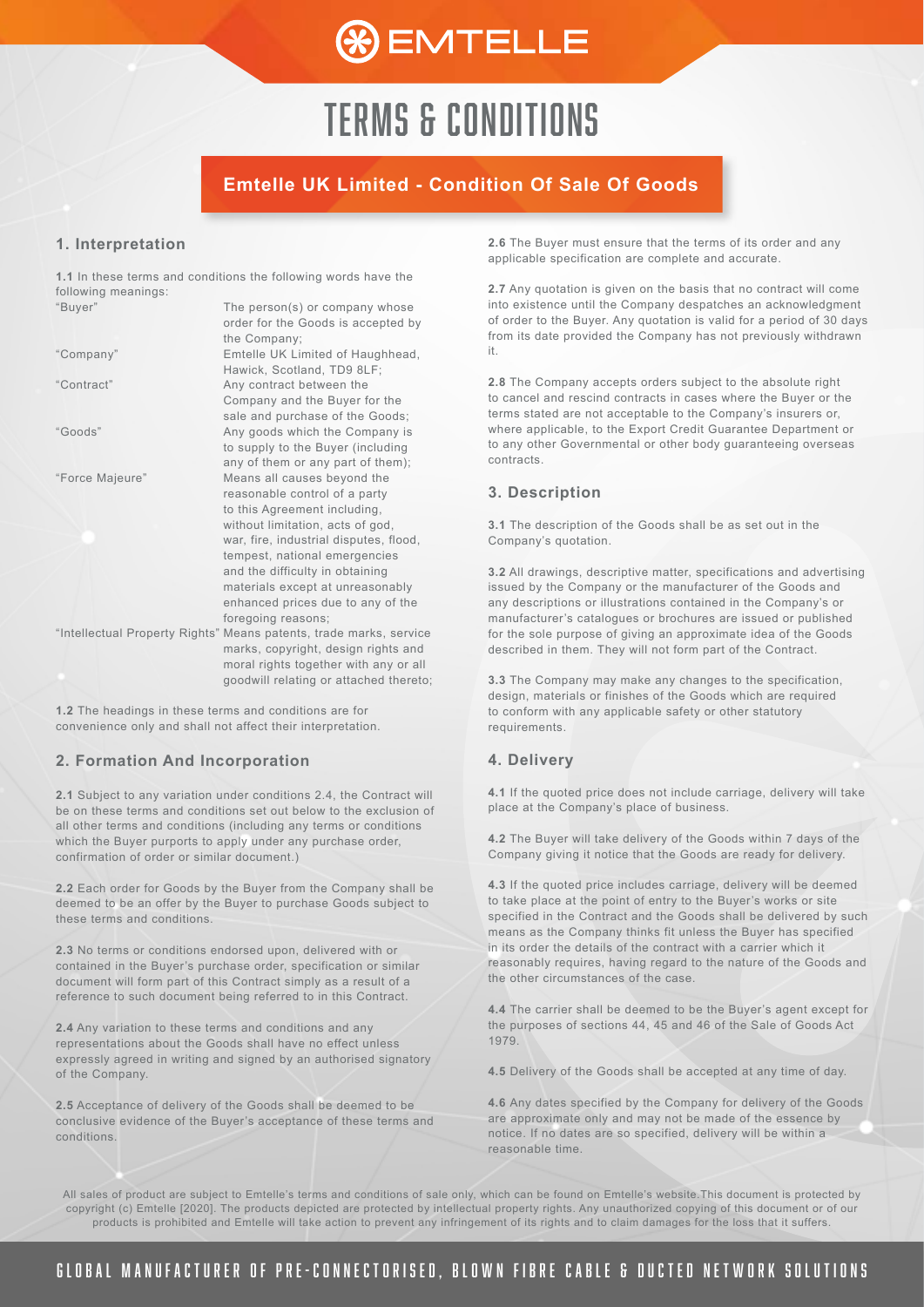# EMTELLE

# TERMS & CONDITIONS

## Emtelle UK Limited - Condition Of Sale Of Goods

### 1. Interpretation

**1.1** In these terms and conditions the following words have the following meanings:

| | |
|---|---|
| "Buyer" | The person(s) or company whose order for the Goods is accepted by the Company; |
| "Company" | Emtelle UK Limited of Haughhead, Hawick, Scotland, TD9 8LF; |
| "Contract" | Any contract between the Company and the Buyer for the sale and purchase of the Goods; |
| "Goods" | Any goods which the Company is to supply to the Buyer (including any of them or any part of them); |
| "Force Majeure" | Means all causes beyond the reasonable control of a party to this Agreement including, without limitation, acts of god, war, fire, industrial disputes, flood, tempest, national emergencies and the difficulty in obtaining materials except at unreasonably enhanced prices due to any of the foregoing reasons; |
| "Intellectual Property Rights" | Means patents, trade marks, service marks, copyright, design rights and moral rights together with any or all goodwill relating or attached thereto; |

**1.2** The headings in these terms and conditions are for convenience only and shall not affect their interpretation.

### 2. Formation And Incorporation

**2.1** Subject to any variation under conditions 2.4, the Contract will be on these terms and conditions set out below to the exclusion of all other terms and conditions (including any terms or conditions which the Buyer purports to apply under any purchase order, confirmation of order or similar document.)

**2.2** Each order for Goods by the Buyer from the Company shall be deemed to be an offer by the Buyer to purchase Goods subject to these terms and conditions.

**2.3** No terms or conditions endorsed upon, delivered with or contained in the Buyer's purchase order, specification or similar document will form part of this Contract simply as a result of a reference to such document being referred to in this Contract.

**2.4** Any variation to these terms and conditions and any representations about the Goods shall have no effect unless expressly agreed in writing and signed by an authorised signatory of the Company.

**2.5** Acceptance of delivery of the Goods shall be deemed to be conclusive evidence of the Buyer's acceptance of these terms and conditions.

**2.6** The Buyer must ensure that the terms of its order and any applicable specification are complete and accurate.

**2.7** Any quotation is given on the basis that no contract will come into existence until the Company despatches an acknowledgment of order to the Buyer. Any quotation is valid for a period of 30 days from its date provided the Company has not previously withdrawn it.

**2.8** The Company accepts orders subject to the absolute right to cancel and rescind contracts in cases where the Buyer or the terms stated are not acceptable to the Company's insurers or, where applicable, to the Export Credit Guarantee Department or to any other Governmental or other body guaranteeing overseas contracts.

### 3. Description

**3.1** The description of the Goods shall be as set out in the Company's quotation.

**3.2** All drawings, descriptive matter, specifications and advertising issued by the Company or the manufacturer of the Goods and any descriptions or illustrations contained in the Company's or manufacturer's catalogues or brochures are issued or published for the sole purpose of giving an approximate idea of the Goods described in them. They will not form part of the Contract.

**3.3** The Company may make any changes to the specification, design, materials or finishes of the Goods which are required to conform with any applicable safety or other statutory requirements.

### 4. Delivery

**4.1** If the quoted price does not include carriage, delivery will take place at the Company's place of business.

**4.2** The Buyer will take delivery of the Goods within 7 days of the Company giving it notice that the Goods are ready for delivery.

**4.3** If the quoted price includes carriage, delivery will be deemed to take place at the point of entry to the Buyer's works or site specified in the Contract and the Goods shall be delivered by such means as the Company thinks fit unless the Buyer has specified in its order the details of the contract with a carrier which it reasonably requires, having regard to the nature of the Goods and the other circumstances of the case.

**4.4** The carrier shall be deemed to be the Buyer's agent except for the purposes of sections 44, 45 and 46 of the Sale of Goods Act 1979.

**4.5** Delivery of the Goods shall be accepted at any time of day.

**4.6** Any dates specified by the Company for delivery of the Goods are approximate only and may not be made of the essence by notice. If no dates are so specified, delivery will be within a reasonable time.

All sales of product are subject to Emtelle's terms and conditions of sale only, which can be found on Emtelle's website.This document is protected by copyright (c) Emtelle [2020]. The products depicted are protected by intellectual property rights. Any unauthorized copying of this document or of our products is prohibited and Emtelle will take action to prevent any infringement of its rights and to claim damages for the loss that it suffers.

GLOBAL MANUFACTURER OF PRE-CONNECTORISED, BLOWN FIBRE CABLE & DUCTED NETWORK SOLUTIONS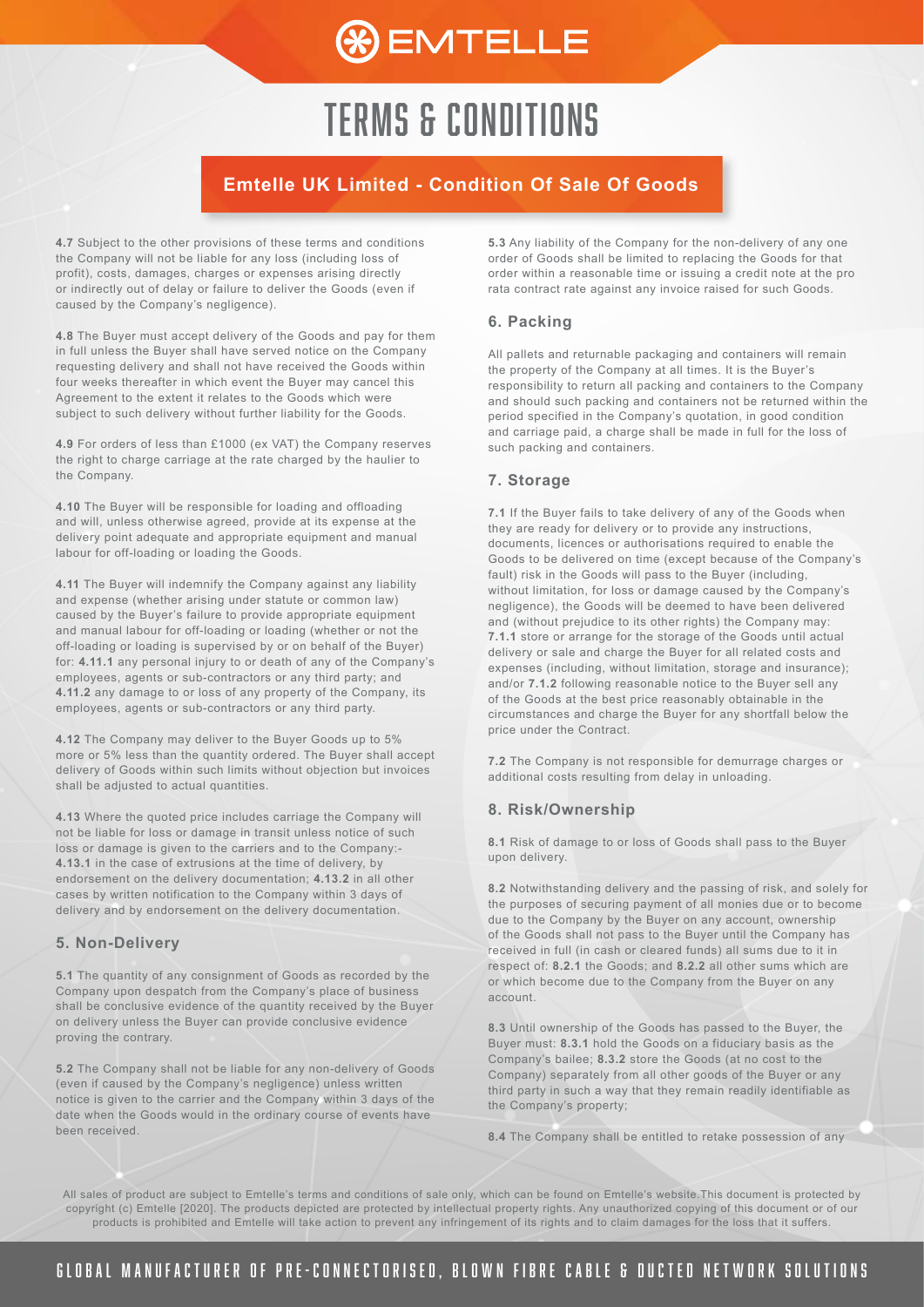# TERMS & CONDITIONS

## Emtelle UK Limited - Condition Of Sale Of Goods

**4.7** Subject to the other provisions of these terms and conditions the Company will not be liable for any loss (including loss of profit), costs, damages, charges or expenses arising directly or indirectly out of delay or failure to deliver the Goods (even if caused by the Company's negligence).

**4.8** The Buyer must accept delivery of the Goods and pay for them in full unless the Buyer shall have served notice on the Company requesting delivery and shall not have received the Goods within four weeks thereafter in which event the Buyer may cancel this Agreement to the extent it relates to the Goods which were subject to such delivery without further liability for the Goods.

**4.9** For orders of less than £1000 (ex VAT) the Company reserves the right to charge carriage at the rate charged by the haulier to the Company.

**4.10** The Buyer will be responsible for loading and offloading and will, unless otherwise agreed, provide at its expense at the delivery point adequate and appropriate equipment and manual labour for off-loading or loading the Goods.

**4.11** The Buyer will indemnify the Company against any liability and expense (whether arising under statute or common law) caused by the Buyer's failure to provide appropriate equipment and manual labour for off-loading or loading (whether or not the off-loading or loading is supervised by or on behalf of the Buyer) for: **4.11.1** any personal injury to or death of any of the Company's employees, agents or sub-contractors or any third party; and **4.11.2** any damage to or loss of any property of the Company, its employees, agents or sub-contractors or any third party.

**4.12** The Company may deliver to the Buyer Goods up to 5% more or 5% less than the quantity ordered. The Buyer shall accept delivery of Goods within such limits without objection but invoices shall be adjusted to actual quantities.

**4.13** Where the quoted price includes carriage the Company will not be liable for loss or damage in transit unless notice of such loss or damage is given to the carriers and to the Company:- **4.13.1** in the case of extrusions at the time of delivery, by endorsement on the delivery documentation; **4.13.2** in all other cases by written notification to the Company within 3 days of delivery and by endorsement on the delivery documentation.

### 5. Non-Delivery

**5.1** The quantity of any consignment of Goods as recorded by the Company upon despatch from the Company's place of business shall be conclusive evidence of the quantity received by the Buyer on delivery unless the Buyer can provide conclusive evidence proving the contrary.

**5.2** The Company shall not be liable for any non-delivery of Goods (even if caused by the Company's negligence) unless written notice is given to the carrier and the Company within 3 days of the date when the Goods would in the ordinary course of events have been received.

**5.3** Any liability of the Company for the non-delivery of any one order of Goods shall be limited to replacing the Goods for that order within a reasonable time or issuing a credit note at the pro rata contract rate against any invoice raised for such Goods.

### 6. Packing

All pallets and returnable packaging and containers will remain the property of the Company at all times. It is the Buyer's responsibility to return all packing and containers to the Company and should such packing and containers not be returned within the period specified in the Company's quotation, in good condition and carriage paid, a charge shall be made in full for the loss of such packing and containers.

### 7. Storage

**7.1** If the Buyer fails to take delivery of any of the Goods when they are ready for delivery or to provide any instructions, documents, licences or authorisations required to enable the Goods to be delivered on time (except because of the Company's fault) risk in the Goods will pass to the Buyer (including, without limitation, for loss or damage caused by the Company's negligence), the Goods will be deemed to have been delivered and (without prejudice to its other rights) the Company may: **7.1.1** store or arrange for the storage of the Goods until actual delivery or sale and charge the Buyer for all related costs and expenses (including, without limitation, storage and insurance); and/or **7.1.2** following reasonable notice to the Buyer sell any of the Goods at the best price reasonably obtainable in the circumstances and charge the Buyer for any shortfall below the price under the Contract.

**7.2** The Company is not responsible for demurrage charges or additional costs resulting from delay in unloading.

### 8. Risk/Ownership

**8.1** Risk of damage to or loss of Goods shall pass to the Buyer upon delivery.

**8.2** Notwithstanding delivery and the passing of risk, and solely for the purposes of securing payment of all monies due or to become due to the Company by the Buyer on any account, ownership of the Goods shall not pass to the Buyer until the Company has received in full (in cash or cleared funds) all sums due to it in respect of: **8.2.1** the Goods; and **8.2.2** all other sums which are or which become due to the Company from the Buyer on any account.

**8.3** Until ownership of the Goods has passed to the Buyer, the Buyer must: **8.3.1** hold the Goods on a fiduciary basis as the Company's bailee; **8.3.2** store the Goods (at no cost to the Company) separately from all other goods of the Buyer or any third party in such a way that they remain readily identifiable as the Company's property;

**8.4** The Company shall be entitled to retake possession of any

All sales of product are subject to Emtelle's terms and conditions of sale only, which can be found on Emtelle's website.This document is protected by copyright (c) Emtelle [2020]. The products depicted are protected by intellectual property rights. Any unauthorized copying of this document or of our products is prohibited and Emtelle will take action to prevent any infringement of its rights and to claim damages for the loss that it suffers.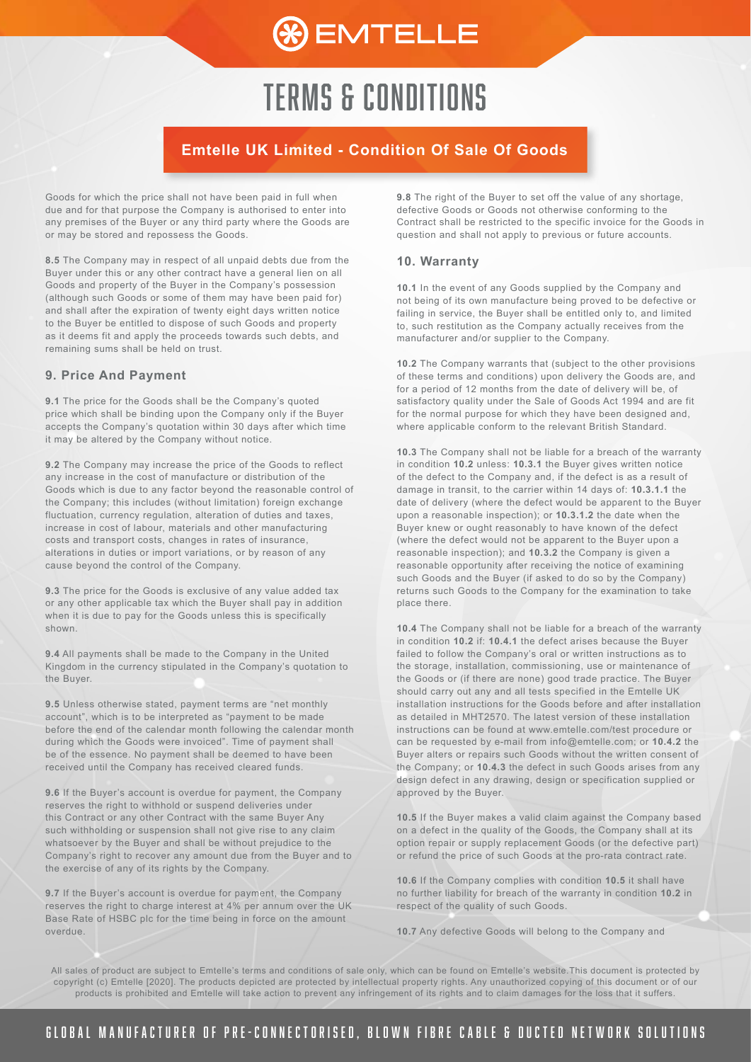Goods for which the price shall not have been paid in full when due and for that purpose the Company is authorised to enter into any premises of the Buyer or any third party where the Goods are or may be stored and repossess the Goods.

**8.5** The Company may in respect of all unpaid debts due from the Buyer under this or any other contract have a general lien on all Goods and property of the Buyer in the Company's possession (although such Goods or some of them may have been paid for) and shall after the expiration of twenty eight days written notice to the Buyer be entitled to dispose of such Goods and property as it deems fit and apply the proceeds towards such debts, and remaining sums shall be held on trust.

### 9. Price And Payment

**9.1** The price for the Goods shall be the Company's quoted price which shall be binding upon the Company only if the Buyer accepts the Company's quotation within 30 days after which time it may be altered by the Company without notice.

**9.2** The Company may increase the price of the Goods to reflect any increase in the cost of manufacture or distribution of the Goods which is due to any factor beyond the reasonable control of the Company; this includes (without limitation) foreign exchange fluctuation, currency regulation, alteration of duties and taxes, increase in cost of labour, materials and other manufacturing costs and transport costs, changes in rates of insurance, alterations in duties or import variations, or by reason of any cause beyond the control of the Company.

**9.3** The price for the Goods is exclusive of any value added tax or any other applicable tax which the Buyer shall pay in addition when it is due to pay for the Goods unless this is specifically shown.

**9.4** All payments shall be made to the Company in the United Kingdom in the currency stipulated in the Company's quotation to the Buyer.

**9.5** Unless otherwise stated, payment terms are "net monthly account", which is to be interpreted as "payment to be made before the end of the calendar month following the calendar month during which the Goods were invoiced". Time of payment shall be of the essence. No payment shall be deemed to have been received until the Company has received cleared funds.

**9.6** If the Buyer's account is overdue for payment, the Company reserves the right to withhold or suspend deliveries under this Contract or any other Contract with the same Buyer Any such withholding or suspension shall not give rise to any claim whatsoever by the Buyer and shall be without prejudice to the Company's right to recover any amount due from the Buyer and to the exercise of any of its rights by the Company.

**9.7** If the Buyer's account is overdue for payment, the Company reserves the right to charge interest at 4% per annum over the UK Base Rate of HSBC plc for the time being in force on the amount overdue.

**9.8** The right of the Buyer to set off the value of any shortage, defective Goods or Goods not otherwise conforming to the Contract shall be restricted to the specific invoice for the Goods in question and shall not apply to previous or future accounts.

### 10. Warranty

**10.1** In the event of any Goods supplied by the Company and not being of its own manufacture being proved to be defective or failing in service, the Buyer shall be entitled only to, and limited to, such restitution as the Company actually receives from the manufacturer and/or supplier to the Company.

**10.2** The Company warrants that (subject to the other provisions of these terms and conditions) upon delivery the Goods are, and for a period of 12 months from the date of delivery will be, of satisfactory quality under the Sale of Goods Act 1994 and are fit for the normal purpose for which they have been designed and, where applicable conform to the relevant British Standard.

**10.3** The Company shall not be liable for a breach of the warranty in condition **10.2** unless: **10.3.1** the Buyer gives written notice of the defect to the Company and, if the defect is as a result of damage in transit, to the carrier within 14 days of: **10.3.1.1** the date of delivery (where the defect would be apparent to the Buyer upon a reasonable inspection); or **10.3.1.2** the date when the Buyer knew or ought reasonably to have known of the defect (where the defect would not be apparent to the Buyer upon a reasonable inspection); and **10.3.2** the Company is given a reasonable opportunity after receiving the notice of examining such Goods and the Buyer (if asked to do so by the Company) returns such Goods to the Company for the examination to take place there.

**10.4** The Company shall not be liable for a breach of the warranty in condition **10.2** if: **10.4.1** the defect arises because the Buyer failed to follow the Company's oral or written instructions as to the storage, installation, commissioning, use or maintenance of the Goods or (if there are none) good trade practice. The Buyer should carry out any and all tests specified in the Emtelle UK installation instructions for the Goods before and after installation as detailed in MHT2570. The latest version of these installation instructions can be found at www.emtelle.com/test procedure or can be requested by e-mail from info@emtelle.com; or **10.4.2** the Buyer alters or repairs such Goods without the written consent of the Company; or **10.4.3** the defect in such Goods arises from any design defect in any drawing, design or specification supplied or approved by the Buyer.

**10.5** If the Buyer makes a valid claim against the Company based on a defect in the quality of the Goods, the Company shall at its option repair or supply replacement Goods (or the defective part) or refund the price of such Goods at the pro-rata contract rate.

**10.6** If the Company complies with condition **10.5** it shall have no further liability for breach of the warranty in condition **10.2** in respect of the quality of such Goods.

**10.7** Any defective Goods will belong to the Company and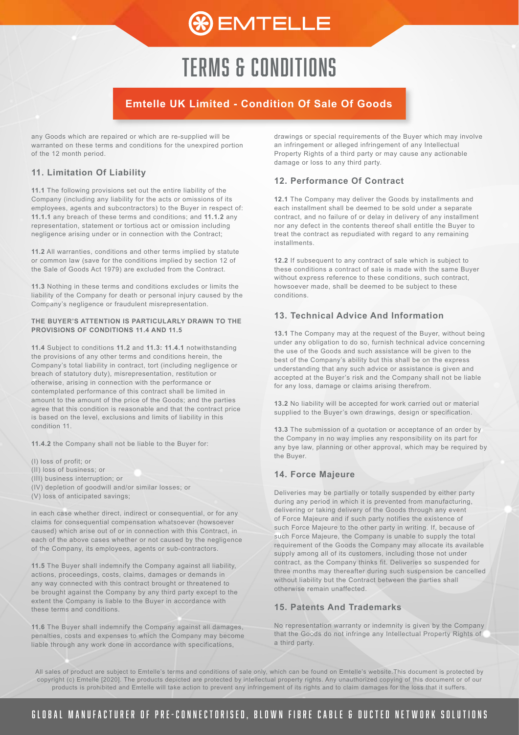# TERMS & CONDITIONS

## Emtelle UK Limited - Condition Of Sale Of Goods

any Goods which are repaired or which are re-supplied will be warranted on these terms and conditions for the unexpired portion of the 12 month period.

### 11. Limitation Of Liability

**11.1** The following provisions set out the entire liability of the Company (including any liability for the acts or omissions of its employees, agents and subcontractors) to the Buyer in respect of: **11.1.1** any breach of these terms and conditions; and **11.1.2** any representation, statement or tortious act or omission including negligence arising under or in connection with the Contract;

**11.2** All warranties, conditions and other terms implied by statute or common law (save for the conditions implied by section 12 of the Sale of Goods Act 1979) are excluded from the Contract.

**11.3** Nothing in these terms and conditions excludes or limits the liability of the Company for death or personal injury caused by the Company's negligence or fraudulent misrepresentation.

**THE BUYER'S ATTENTION IS PARTICULARLY DRAWN TO THE PROVISIONS OF CONDITIONS 11.4 AND 11.5**

**11.4** Subject to conditions **11.2** and **11.3: 11.4.1** notwithstanding the provisions of any other terms and conditions herein, the Company's total liability in contract, tort (including negligence or breach of statutory duty), misrepresentation, restitution or otherwise, arising in connection with the performance or contemplated performance of this contract shall be limited in amount to the amount of the price of the Goods; and the parties agree that this condition is reasonable and that the contract price is based on the level, exclusions and limits of liability in this condition 11.

**11.4.2** the Company shall not be liable to the Buyer for:

(I) loss of profit; or
(II) loss of business; or
(III) business interruption; or
(IV) depletion of goodwill and/or similar losses; or
(V) loss of anticipated savings;

in each case whether direct, indirect or consequential, or for any claims for consequential compensation whatsoever (howsoever caused) which arise out of or in connection with this Contract, in each of the above cases whether or not caused by the negligence of the Company, its employees, agents or sub-contractors.

**11.5** The Buyer shall indemnify the Company against all liability, actions, proceedings, costs, claims, damages or demands in any way connected with this contract brought or threatened to be brought against the Company by any third party except to the extent the Company is liable to the Buyer in accordance with these terms and conditions.

**11.6** The Buyer shall indemnify the Company against all damages, penalties, costs and expenses to which the Company may become liable through any work done in accordance with specifications, drawings or special requirements of the Buyer which may involve an infringement or alleged infringement of any Intellectual Property Rights of a third party or may cause any actionable damage or loss to any third party.

### 12. Performance Of Contract

**12.1** The Company may deliver the Goods by installments and each installment shall be deemed to be sold under a separate contract, and no failure of or delay in delivery of any installment nor any defect in the contents thereof shall entitle the Buyer to treat the contract as repudiated with regard to any remaining installments.

**12.2** If subsequent to any contract of sale which is subject to these conditions a contract of sale is made with the same Buyer without express reference to these conditions, such contract, howsoever made, shall be deemed to be subject to these conditions.

### 13. Technical Advice And Information

**13.1** The Company may at the request of the Buyer, without being under any obligation to do so, furnish technical advice concerning the use of the Goods and such assistance will be given to the best of the Company's ability but this shall be on the express understanding that any such advice or assistance is given and accepted at the Buyer's risk and the Company shall not be liable for any loss, damage or claims arising therefrom.

**13.2** No liability will be accepted for work carried out or material supplied to the Buyer's own drawings, design or specification.

**13.3** The submission of a quotation or acceptance of an order by the Company in no way implies any responsibility on its part for any bye law, planning or other approval, which may be required by the Buyer.

### 14. Force Majeure

Deliveries may be partially or totally suspended by either party during any period in which it is prevented from manufacturing, delivering or taking delivery of the Goods through any event of Force Majeure and if such party notifies the existence of such Force Majeure to the other party in writing. If, because of such Force Majeure, the Company is unable to supply the total requirement of the Goods the Company may allocate its available supply among all of its customers, including those not under contract, as the Company thinks fit. Deliveries so suspended for three months may thereafter during such suspension be cancelled without liability but the Contract between the parties shall otherwise remain unaffected.

### 15. Patents And Trademarks

No representation warranty or indemnity is given by the Company that the Goods do not infringe any Intellectual Property Rights of a third party.

All sales of product are subject to Emtelle's terms and conditions of sale only, which can be found on Emtelle's website.This document is protected by copyright (c) Emtelle [2020]. The products depicted are protected by intellectual property rights. Any unauthorized copying of this document or of our products is prohibited and Emtelle will take action to prevent any infringement of its rights and to claim damages for the loss that it suffers.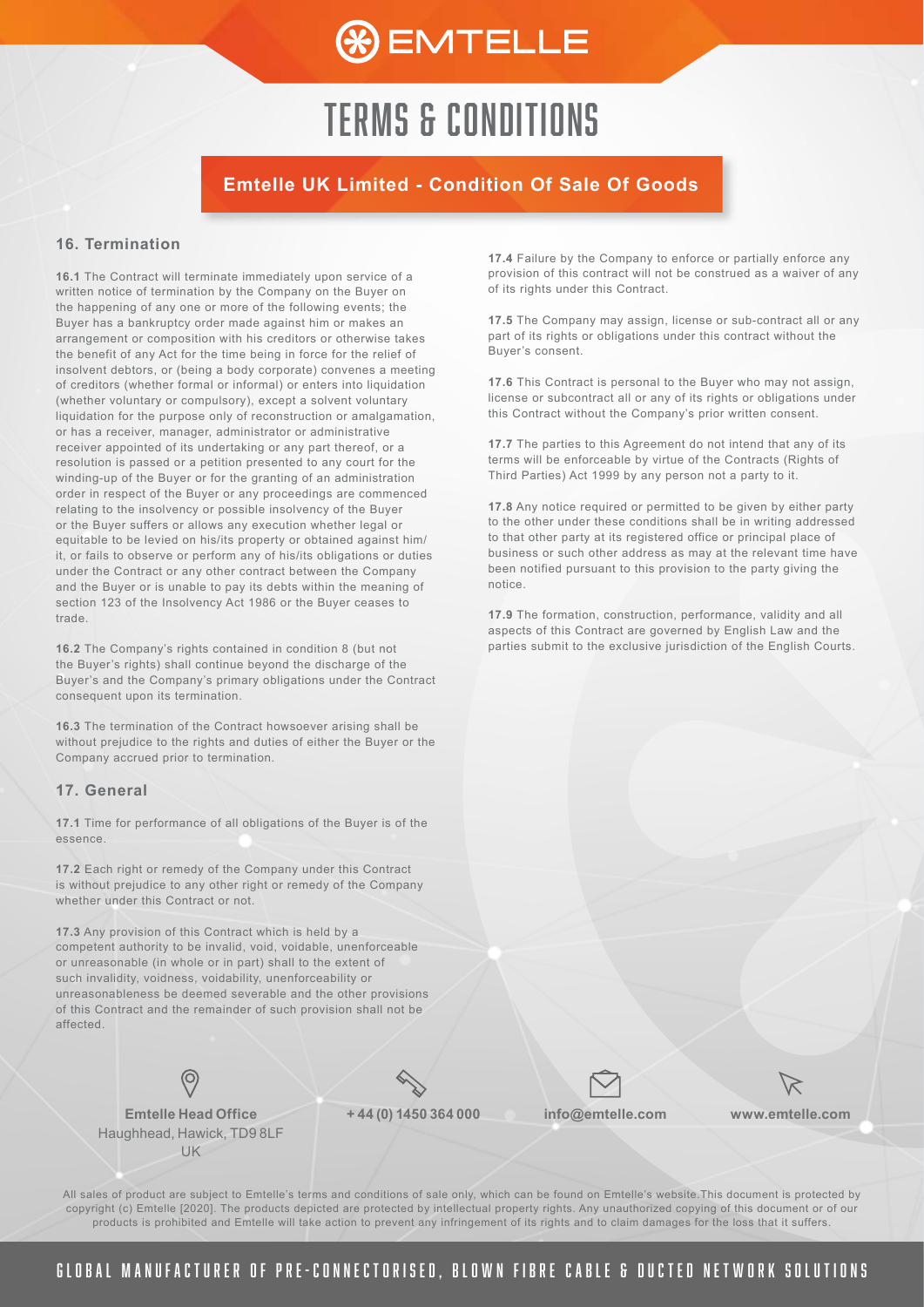# TERMS & CONDITIONS

## Emtelle UK Limited - Condition Of Sale Of Goods

### 16. Termination

**16.1** The Contract will terminate immediately upon service of a written notice of termination by the Company on the Buyer on the happening of any one or more of the following events; the Buyer has a bankruptcy order made against him or makes an arrangement or composition with his creditors or otherwise takes the benefit of any Act for the time being in force for the relief of insolvent debtors, or (being a body corporate) convenes a meeting of creditors (whether formal or informal) or enters into liquidation (whether voluntary or compulsory), except a solvent voluntary liquidation for the purpose only of reconstruction or amalgamation, or has a receiver, manager, administrator or administrative receiver appointed of its undertaking or any part thereof, or a resolution is passed or a petition presented to any court for the winding-up of the Buyer or for the granting of an administration order in respect of the Buyer or any proceedings are commenced relating to the insolvency or possible insolvency of the Buyer or the Buyer suffers or allows any execution whether legal or equitable to be levied on his/its property or obtained against him/it, or fails to observe or perform any of his/its obligations or duties under the Contract or any other contract between the Company and the Buyer or is unable to pay its debts within the meaning of section 123 of the Insolvency Act 1986 or the Buyer ceases to trade.

**16.2** The Company's rights contained in condition 8 (but not the Buyer's rights) shall continue beyond the discharge of the Buyer's and the Company's primary obligations under the Contract consequent upon its termination.

**16.3** The termination of the Contract howsoever arising shall be without prejudice to the rights and duties of either the Buyer or the Company accrued prior to termination.

### 17. General

**17.1** Time for performance of all obligations of the Buyer is of the essence.

**17.2** Each right or remedy of the Company under this Contract is without prejudice to any other right or remedy of the Company whether under this Contract or not.

**17.3** Any provision of this Contract which is held by a competent authority to be invalid, void, voidable, unenforceable or unreasonable (in whole or in part) shall to the extent of such invalidity, voidness, voidability, unenforceability or unreasonableness be deemed severable and the other provisions of this Contract and the remainder of such provision shall not be affected.

**17.4** Failure by the Company to enforce or partially enforce any provision of this contract will not be construed as a waiver of any of its rights under this Contract.

**17.5** The Company may assign, license or sub-contract all or any part of its rights or obligations under this contract without the Buyer's consent.

**17.6** This Contract is personal to the Buyer who may not assign, license or subcontract all or any of its rights or obligations under this Contract without the Company's prior written consent.

**17.7** The parties to this Agreement do not intend that any of its terms will be enforceable by virtue of the Contracts (Rights of Third Parties) Act 1999 by any person not a party to it.

**17.8** Any notice required or permitted to be given by either party to the other under these conditions shall be in writing addressed to that other party at its registered office or principal place of business or such other address as may at the relevant time have been notified pursuant to this provision to the party giving the notice.

**17.9** The formation, construction, performance, validity and all aspects of this Contract are governed by English Law and the parties submit to the exclusive jurisdiction of the English Courts.

**Emtelle Head Office**
Haughhead, Hawick, TD9 8LF
UK

**+44 (0) 1450 364 000**

**info@emtelle.com**

**www.emtelle.com**

All sales of product are subject to Emtelle's terms and conditions of sale only, which can be found on Emtelle's website.This document is protected by copyright (c) Emtelle [2020]. The products depicted are protected by intellectual property rights. Any unauthorized copying of this document or of our products is prohibited and Emtelle will take action to prevent any infringement of its rights and to claim damages for the loss that it suffers.

GLOBAL MANUFACTURER OF PRE-CONNECTORISED, BLOWN FIBRE CABLE & DUCTED NETWORK SOLUTIONS